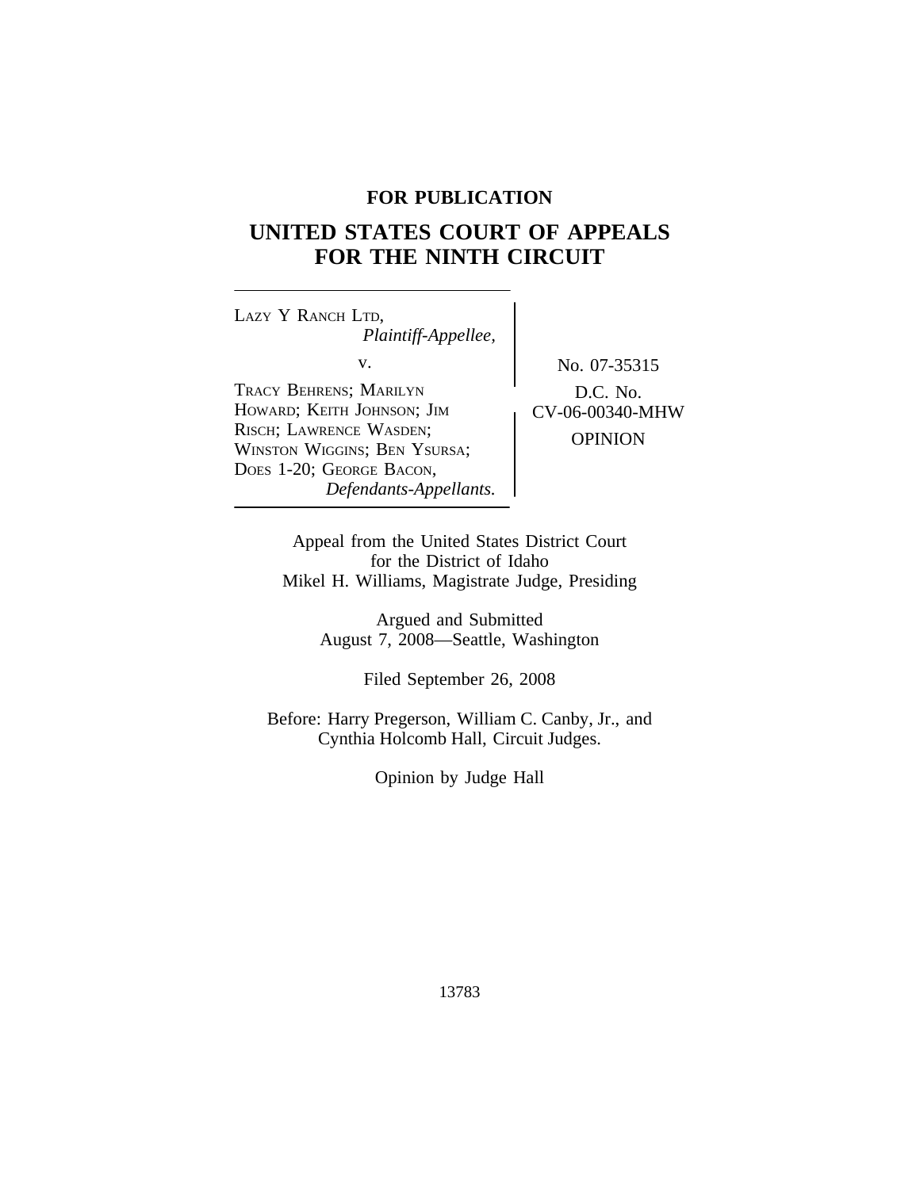**FOR PUBLICATION**

# UNITED STATES COURT OF APPEALS FOR THE NINTH CIRCUIT

LAZY Y RANCH LTD,
*Plaintiff-Appellee,*

v.

TRACY BEHRENS; MARILYN HOWARD; KEITH JOHNSON; JIM RISCH; LAWRENCE WASDEN; WINSTON WIGGINS; BEN YSURSA; DOES 1-20; GEORGE BACON,
*Defendants-Appellants.*

No. 07-35315

D.C. No. CV-06-00340-MHW

OPINION

Appeal from the United States District Court for the District of Idaho
Mikel H. Williams, Magistrate Judge, Presiding

Argued and Submitted
August 7, 2008—Seattle, Washington

Filed September 26, 2008

Before: Harry Pregerson, William C. Canby, Jr., and Cynthia Holcomb Hall, Circuit Judges.

Opinion by Judge Hall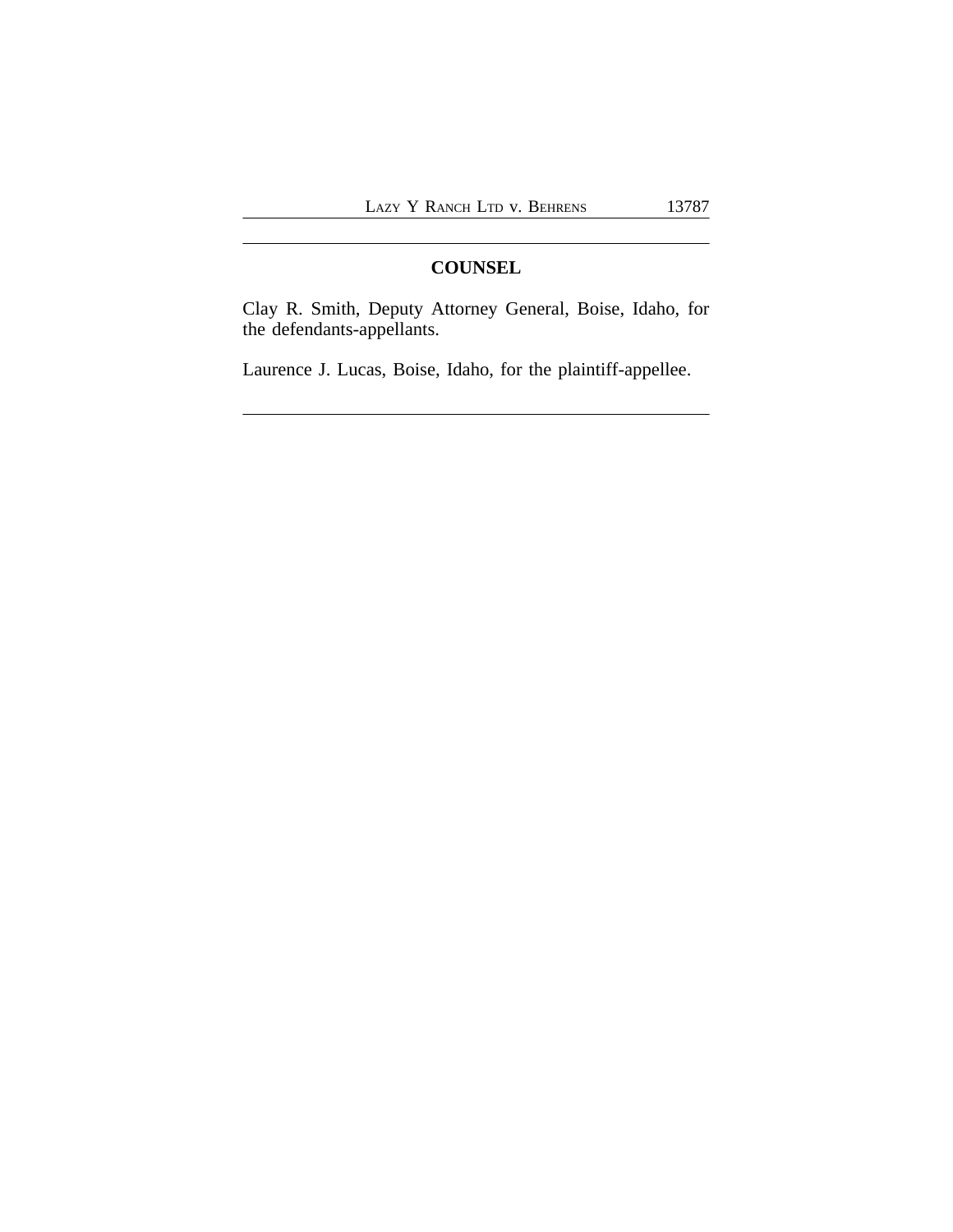## COUNSEL

Clay R. Smith, Deputy Attorney General, Boise, Idaho, for the defendants-appellants.

Laurence J. Lucas, Boise, Idaho, for the plaintiff-appellee.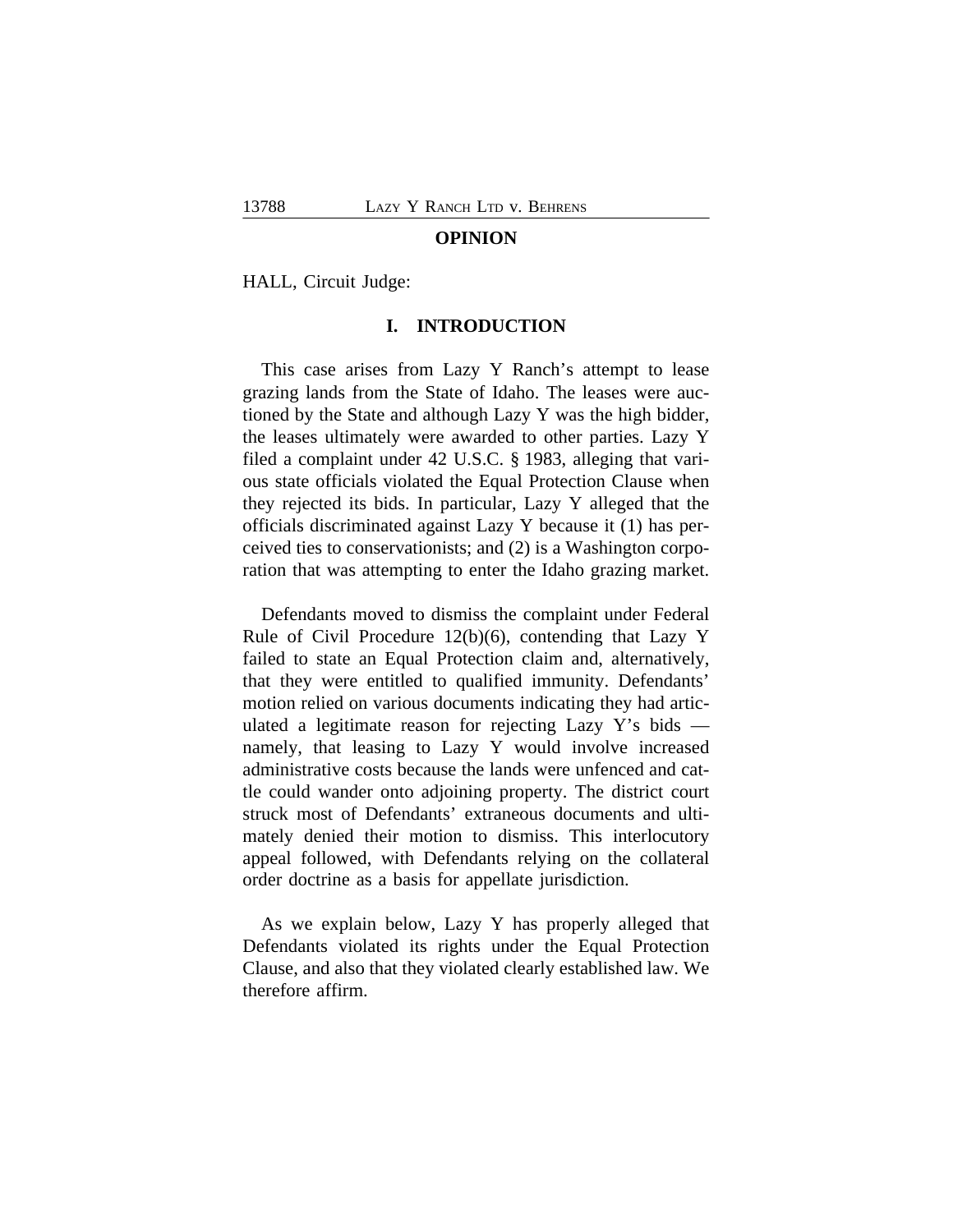## OPINION

HALL, Circuit Judge:

### I. INTRODUCTION

This case arises from Lazy Y Ranch's attempt to lease grazing lands from the State of Idaho. The leases were auctioned by the State and although Lazy Y was the high bidder, the leases ultimately were awarded to other parties. Lazy Y filed a complaint under 42 U.S.C. § 1983, alleging that various state officials violated the Equal Protection Clause when they rejected its bids. In particular, Lazy Y alleged that the officials discriminated against Lazy Y because it (1) has perceived ties to conservationists; and (2) is a Washington corporation that was attempting to enter the Idaho grazing market.

Defendants moved to dismiss the complaint under Federal Rule of Civil Procedure 12(b)(6), contending that Lazy Y failed to state an Equal Protection claim and, alternatively, that they were entitled to qualified immunity. Defendants' motion relied on various documents indicating they had articulated a legitimate reason for rejecting Lazy Y's bids — namely, that leasing to Lazy Y would involve increased administrative costs because the lands were unfenced and cattle could wander onto adjoining property. The district court struck most of Defendants' extraneous documents and ultimately denied their motion to dismiss. This interlocutory appeal followed, with Defendants relying on the collateral order doctrine as a basis for appellate jurisdiction.

As we explain below, Lazy Y has properly alleged that Defendants violated its rights under the Equal Protection Clause, and also that they violated clearly established law. We therefore affirm.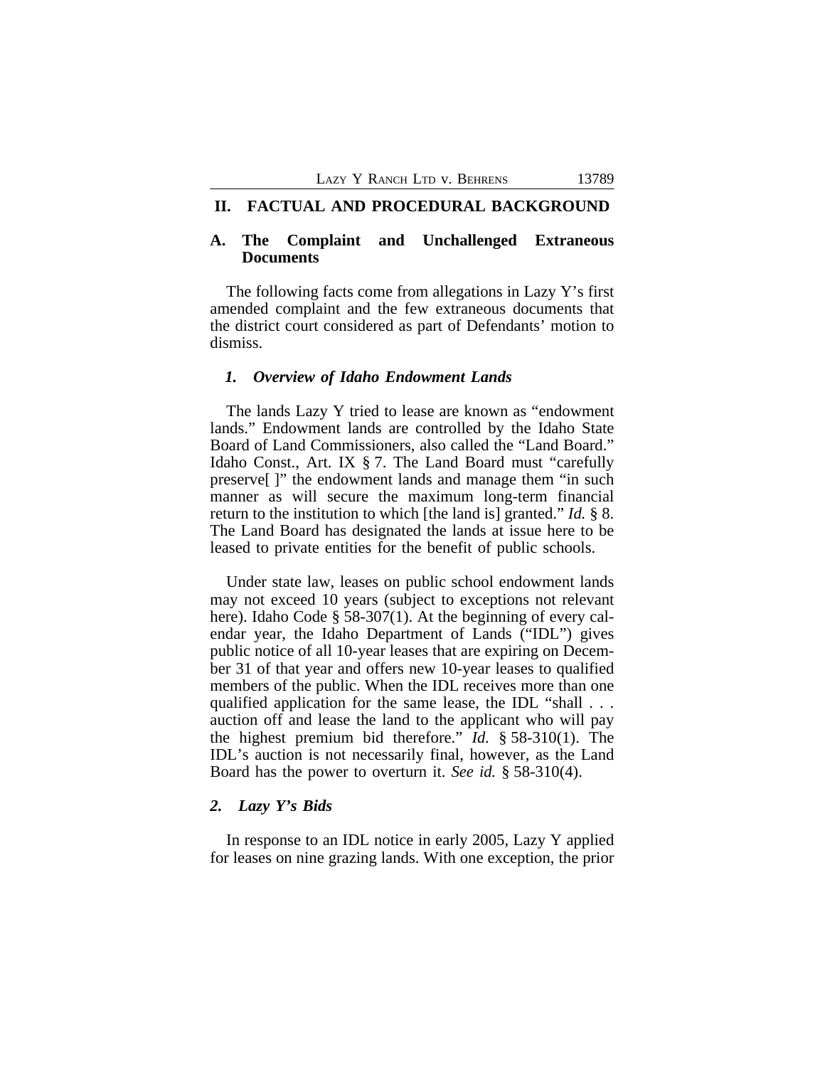## II. FACTUAL AND PROCEDURAL BACKGROUND

### A. The Complaint and Unchallenged Extraneous Documents

The following facts come from allegations in Lazy Y's first amended complaint and the few extraneous documents that the district court considered as part of Defendants' motion to dismiss.

#### *1. Overview of Idaho Endowment Lands*

The lands Lazy Y tried to lease are known as "endowment lands." Endowment lands are controlled by the Idaho State Board of Land Commissioners, also called the "Land Board." Idaho Const., Art. IX § 7. The Land Board must "carefully preserve[ ]" the endowment lands and manage them "in such manner as will secure the maximum long-term financial return to the institution to which [the land is] granted." *Id.* § 8. The Land Board has designated the lands at issue here to be leased to private entities for the benefit of public schools.

Under state law, leases on public school endowment lands may not exceed 10 years (subject to exceptions not relevant here). Idaho Code § 58-307(1). At the beginning of every calendar year, the Idaho Department of Lands ("IDL") gives public notice of all 10-year leases that are expiring on December 31 of that year and offers new 10-year leases to qualified members of the public. When the IDL receives more than one qualified application for the same lease, the IDL "shall . . . auction off and lease the land to the applicant who will pay the highest premium bid therefore." *Id.* § 58-310(1). The IDL's auction is not necessarily final, however, as the Land Board has the power to overturn it. *See id.* § 58-310(4).

#### *2. Lazy Y's Bids*

In response to an IDL notice in early 2005, Lazy Y applied for leases on nine grazing lands. With one exception, the prior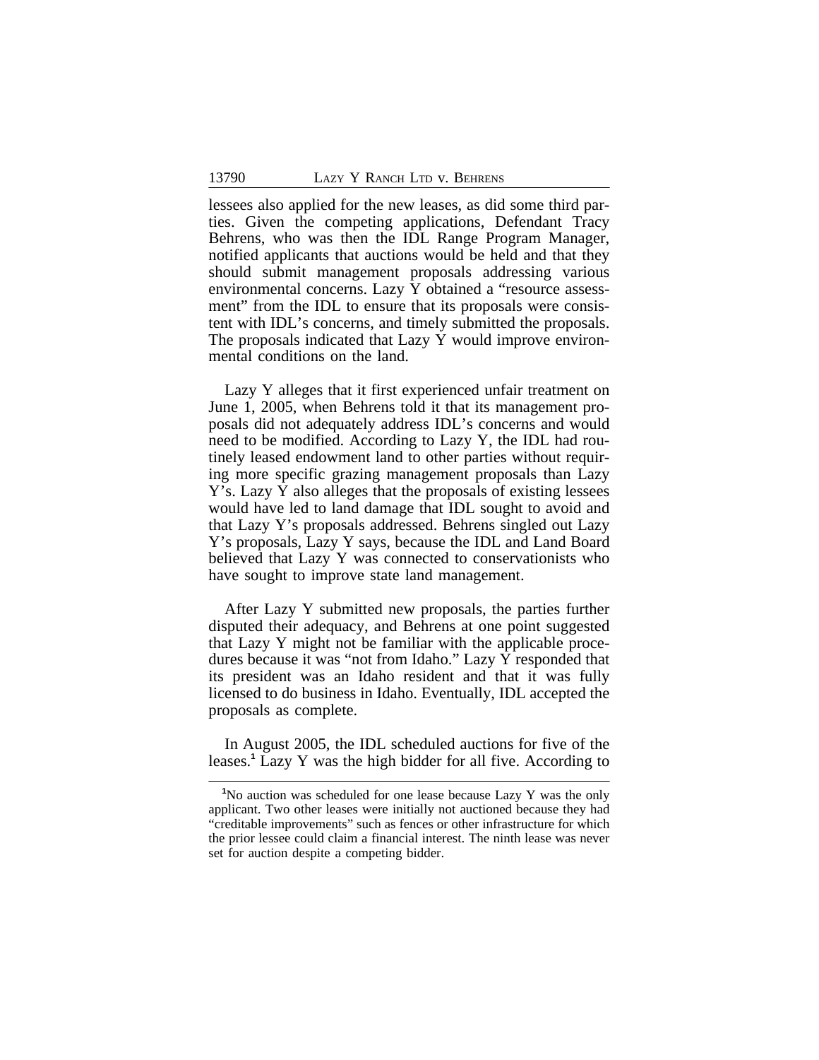lessees also applied for the new leases, as did some third parties. Given the competing applications, Defendant Tracy Behrens, who was then the IDL Range Program Manager, notified applicants that auctions would be held and that they should submit management proposals addressing various environmental concerns. Lazy Y obtained a "resource assessment" from the IDL to ensure that its proposals were consistent with IDL's concerns, and timely submitted the proposals. The proposals indicated that Lazy Y would improve environmental conditions on the land.

Lazy Y alleges that it first experienced unfair treatment on June 1, 2005, when Behrens told it that its management proposals did not adequately address IDL's concerns and would need to be modified. According to Lazy Y, the IDL had routinely leased endowment land to other parties without requiring more specific grazing management proposals than Lazy Y's. Lazy Y also alleges that the proposals of existing lessees would have led to land damage that IDL sought to avoid and that Lazy Y's proposals addressed. Behrens singled out Lazy Y's proposals, Lazy Y says, because the IDL and Land Board believed that Lazy Y was connected to conservationists who have sought to improve state land management.

After Lazy Y submitted new proposals, the parties further disputed their adequacy, and Behrens at one point suggested that Lazy Y might not be familiar with the applicable procedures because it was "not from Idaho." Lazy Y responded that its president was an Idaho resident and that it was fully licensed to do business in Idaho. Eventually, IDL accepted the proposals as complete.

In August 2005, the IDL scheduled auctions for five of the leases.[1] Lazy Y was the high bidder for all five. According to

---

[1] No auction was scheduled for one lease because Lazy Y was the only applicant. Two other leases were initially not auctioned because they had "creditable improvements" such as fences or other infrastructure for which the prior lessee could claim a financial interest. The ninth lease was never set for auction despite a competing bidder.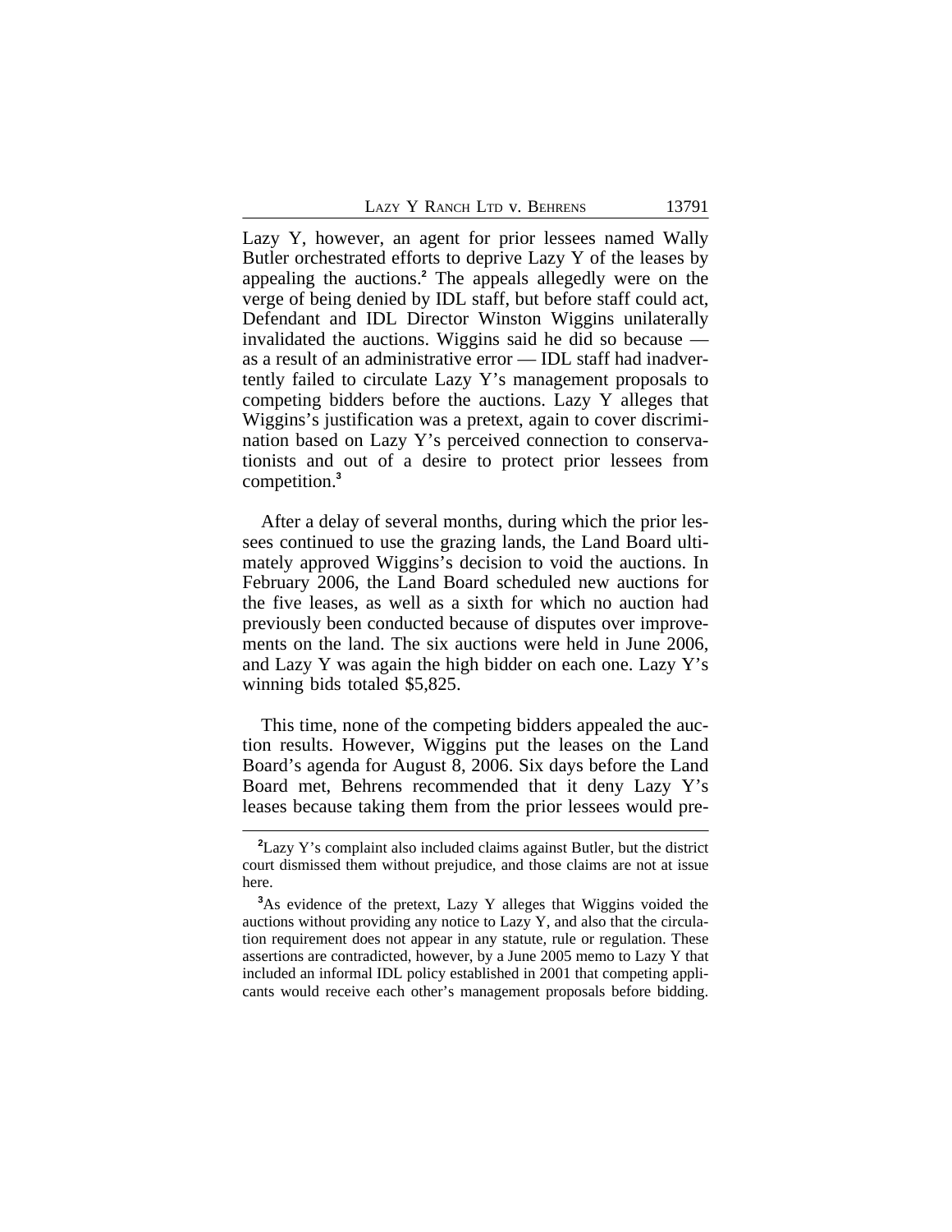Lazy Y, however, an agent for prior lessees named Wally Butler orchestrated efforts to deprive Lazy Y of the leases by appealing the auctions.[2] The appeals allegedly were on the verge of being denied by IDL staff, but before staff could act, Defendant and IDL Director Winston Wiggins unilaterally invalidated the auctions. Wiggins said he did so because — as a result of an administrative error — IDL staff had inadvertently failed to circulate Lazy Y's management proposals to competing bidders before the auctions. Lazy Y alleges that Wiggins's justification was a pretext, again to cover discrimination based on Lazy Y's perceived connection to conservationists and out of a desire to protect prior lessees from competition.[3]

After a delay of several months, during which the prior lessees continued to use the grazing lands, the Land Board ultimately approved Wiggins's decision to void the auctions. In February 2006, the Land Board scheduled new auctions for the five leases, as well as a sixth for which no auction had previously been conducted because of disputes over improvements on the land. The six auctions were held in June 2006, and Lazy Y was again the high bidder on each one. Lazy Y's winning bids totaled $5,825.

This time, none of the competing bidders appealed the auction results. However, Wiggins put the leases on the Land Board's agenda for August 8, 2006. Six days before the Land Board met, Behrens recommended that it deny Lazy Y's leases because taking them from the prior lessees would pre-

[2] Lazy Y's complaint also included claims against Butler, but the district court dismissed them without prejudice, and those claims are not at issue here.

[3] As evidence of the pretext, Lazy Y alleges that Wiggins voided the auctions without providing any notice to Lazy Y, and also that the circulation requirement does not appear in any statute, rule or regulation. These assertions are contradicted, however, by a June 2005 memo to Lazy Y that included an informal IDL policy established in 2001 that competing applicants would receive each other's management proposals before bidding.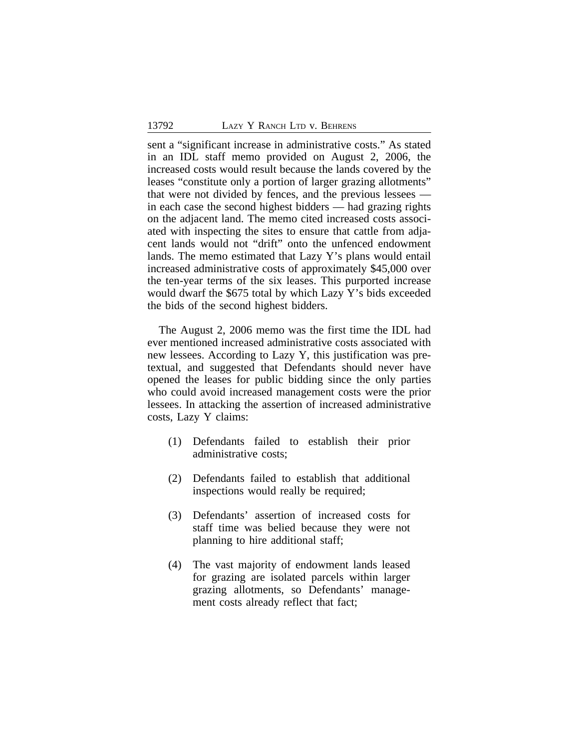sent a "significant increase in administrative costs." As stated in an IDL staff memo provided on August 2, 2006, the increased costs would result because the lands covered by the leases "constitute only a portion of larger grazing allotments" that were not divided by fences, and the previous lessees — in each case the second highest bidders — had grazing rights on the adjacent land. The memo cited increased costs associated with inspecting the sites to ensure that cattle from adjacent lands would not "drift" onto the unfenced endowment lands. The memo estimated that Lazy Y's plans would entail increased administrative costs of approximately $45,000 over the ten-year terms of the six leases. This purported increase would dwarf the $675 total by which Lazy Y's bids exceeded the bids of the second highest bidders.

The August 2, 2006 memo was the first time the IDL had ever mentioned increased administrative costs associated with new lessees. According to Lazy Y, this justification was pretextual, and suggested that Defendants should never have opened the leases for public bidding since the only parties who could avoid increased management costs were the prior lessees. In attacking the assertion of increased administrative costs, Lazy Y claims:

(1) Defendants failed to establish their prior administrative costs;

(2) Defendants failed to establish that additional inspections would really be required;

(3) Defendants' assertion of increased costs for staff time was belied because they were not planning to hire additional staff;

(4) The vast majority of endowment lands leased for grazing are isolated parcels within larger grazing allotments, so Defendants' management costs already reflect that fact;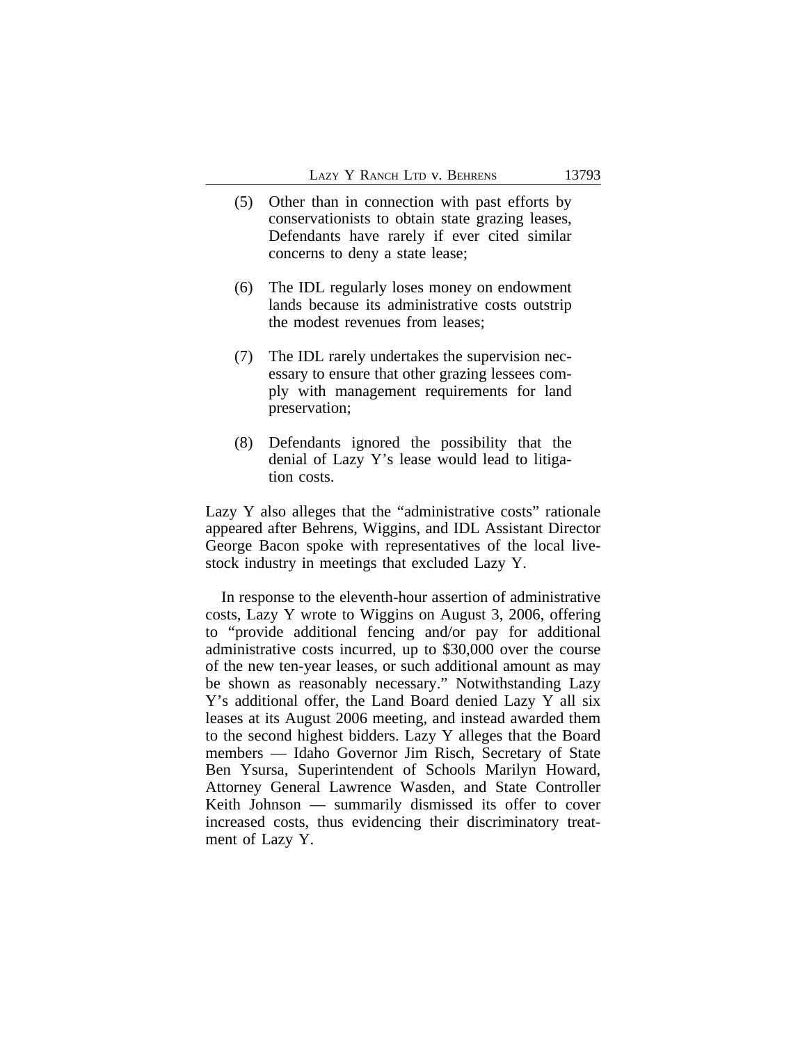(5) Other than in connection with past efforts by conservationists to obtain state grazing leases, Defendants have rarely if ever cited similar concerns to deny a state lease;

(6) The IDL regularly loses money on endowment lands because its administrative costs outstrip the modest revenues from leases;

(7) The IDL rarely undertakes the supervision necessary to ensure that other grazing lessees comply with management requirements for land preservation;

(8) Defendants ignored the possibility that the denial of Lazy Y's lease would lead to litigation costs.

Lazy Y also alleges that the "administrative costs" rationale appeared after Behrens, Wiggins, and IDL Assistant Director George Bacon spoke with representatives of the local livestock industry in meetings that excluded Lazy Y.

In response to the eleventh-hour assertion of administrative costs, Lazy Y wrote to Wiggins on August 3, 2006, offering to "provide additional fencing and/or pay for additional administrative costs incurred, up to $30,000 over the course of the new ten-year leases, or such additional amount as may be shown as reasonably necessary." Notwithstanding Lazy Y's additional offer, the Land Board denied Lazy Y all six leases at its August 2006 meeting, and instead awarded them to the second highest bidders. Lazy Y alleges that the Board members — Idaho Governor Jim Risch, Secretary of State Ben Ysursa, Superintendent of Schools Marilyn Howard, Attorney General Lawrence Wasden, and State Controller Keith Johnson — summarily dismissed its offer to cover increased costs, thus evidencing their discriminatory treatment of Lazy Y.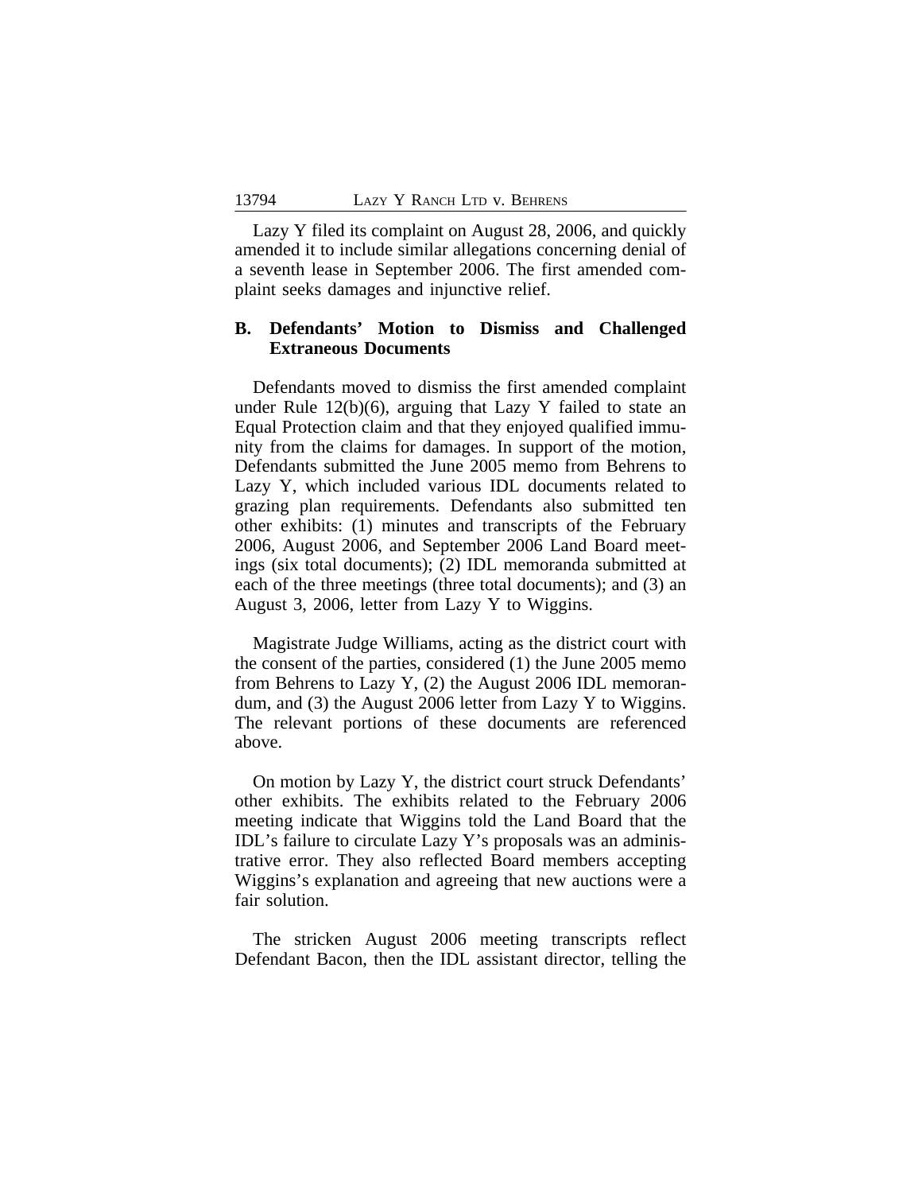Lazy Y filed its complaint on August 28, 2006, and quickly amended it to include similar allegations concerning denial of a seventh lease in September 2006. The first amended complaint seeks damages and injunctive relief.

### B. Defendants' Motion to Dismiss and Challenged Extraneous Documents

Defendants moved to dismiss the first amended complaint under Rule 12(b)(6), arguing that Lazy Y failed to state an Equal Protection claim and that they enjoyed qualified immunity from the claims for damages. In support of the motion, Defendants submitted the June 2005 memo from Behrens to Lazy Y, which included various IDL documents related to grazing plan requirements. Defendants also submitted ten other exhibits: (1) minutes and transcripts of the February 2006, August 2006, and September 2006 Land Board meetings (six total documents); (2) IDL memoranda submitted at each of the three meetings (three total documents); and (3) an August 3, 2006, letter from Lazy Y to Wiggins.

Magistrate Judge Williams, acting as the district court with the consent of the parties, considered (1) the June 2005 memo from Behrens to Lazy Y, (2) the August 2006 IDL memorandum, and (3) the August 2006 letter from Lazy Y to Wiggins. The relevant portions of these documents are referenced above.

On motion by Lazy Y, the district court struck Defendants' other exhibits. The exhibits related to the February 2006 meeting indicate that Wiggins told the Land Board that the IDL's failure to circulate Lazy Y's proposals was an administrative error. They also reflected Board members accepting Wiggins's explanation and agreeing that new auctions were a fair solution.

The stricken August 2006 meeting transcripts reflect Defendant Bacon, then the IDL assistant director, telling the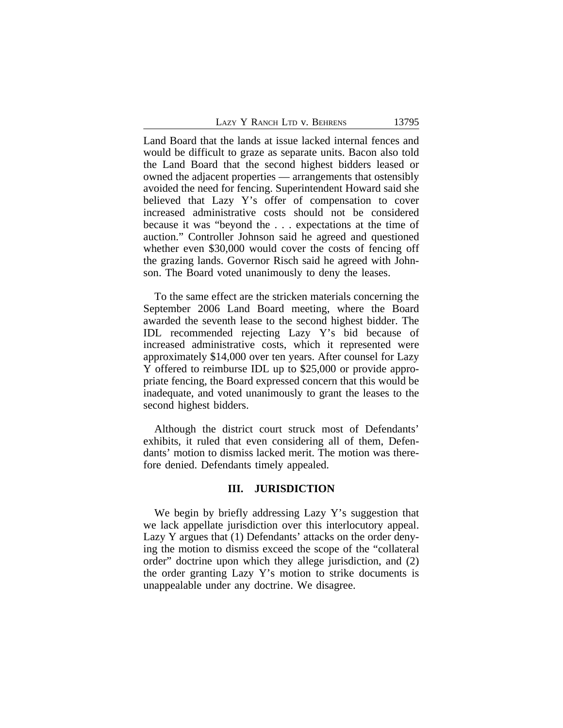Land Board that the lands at issue lacked internal fences and would be difficult to graze as separate units. Bacon also told the Land Board that the second highest bidders leased or owned the adjacent properties — arrangements that ostensibly avoided the need for fencing. Superintendent Howard said she believed that Lazy Y's offer of compensation to cover increased administrative costs should not be considered because it was "beyond the . . . expectations at the time of auction." Controller Johnson said he agreed and questioned whether even $30,000 would cover the costs of fencing off the grazing lands. Governor Risch said he agreed with Johnson. The Board voted unanimously to deny the leases.

To the same effect are the stricken materials concerning the September 2006 Land Board meeting, where the Board awarded the seventh lease to the second highest bidder. The IDL recommended rejecting Lazy Y's bid because of increased administrative costs, which it represented were approximately $14,000 over ten years. After counsel for Lazy Y offered to reimburse IDL up to $25,000 or provide appropriate fencing, the Board expressed concern that this would be inadequate, and voted unanimously to grant the leases to the second highest bidders.

Although the district court struck most of Defendants' exhibits, it ruled that even considering all of them, Defendants' motion to dismiss lacked merit. The motion was therefore denied. Defendants timely appealed.

## III. JURISDICTION

We begin by briefly addressing Lazy Y's suggestion that we lack appellate jurisdiction over this interlocutory appeal. Lazy Y argues that (1) Defendants' attacks on the order denying the motion to dismiss exceed the scope of the "collateral order" doctrine upon which they allege jurisdiction, and (2) the order granting Lazy Y's motion to strike documents is unappealable under any doctrine. We disagree.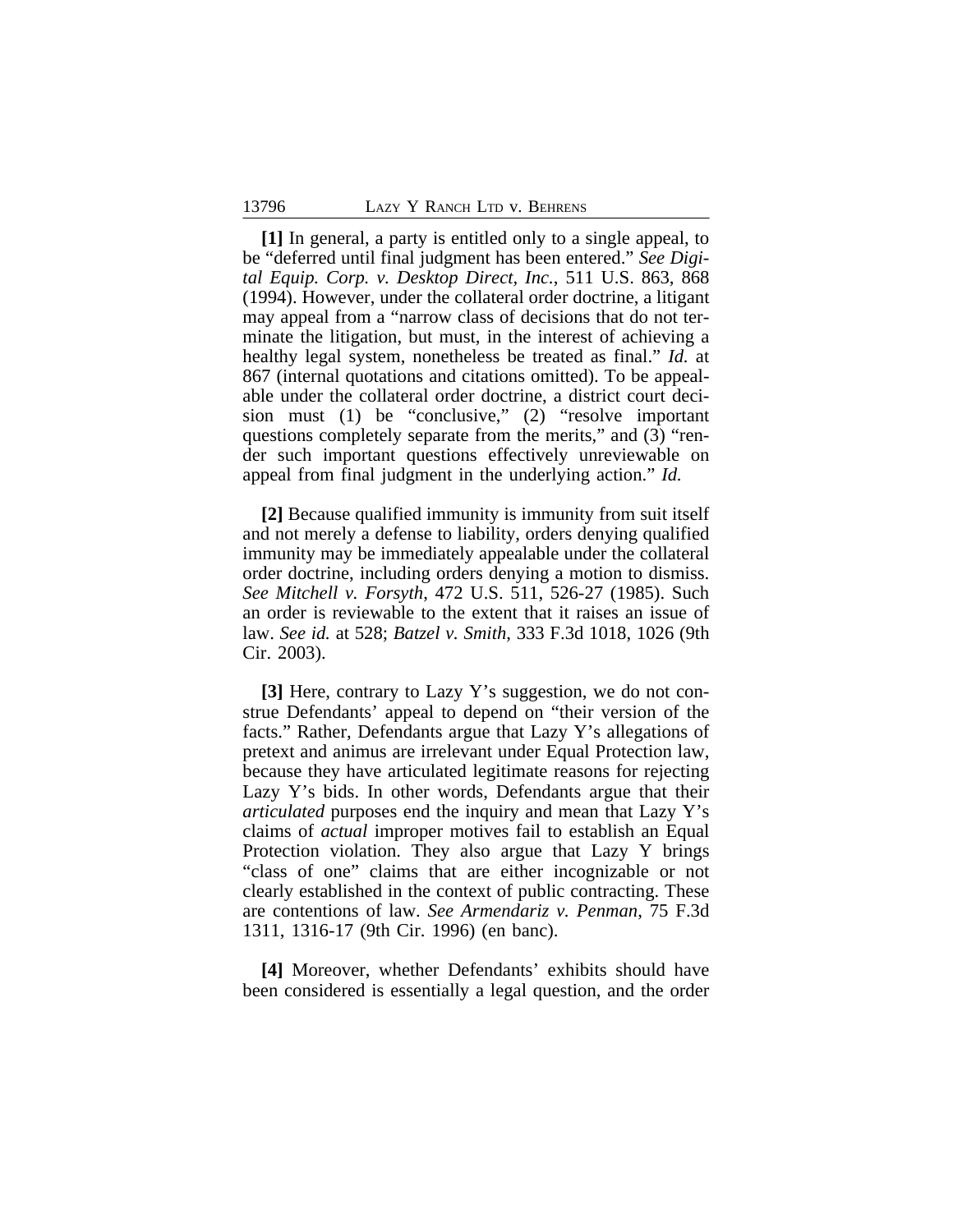**[1]** In general, a party is entitled only to a single appeal, to be "deferred until final judgment has been entered." *See Digital Equip. Corp. v. Desktop Direct, Inc.*, 511 U.S. 863, 868 (1994). However, under the collateral order doctrine, a litigant may appeal from a "narrow class of decisions that do not terminate the litigation, but must, in the interest of achieving a healthy legal system, nonetheless be treated as final." *Id.* at 867 (internal quotations and citations omitted). To be appealable under the collateral order doctrine, a district court decision must (1) be "conclusive," (2) "resolve important questions completely separate from the merits," and (3) "render such important questions effectively unreviewable on appeal from final judgment in the underlying action." *Id.*

**[2]** Because qualified immunity is immunity from suit itself and not merely a defense to liability, orders denying qualified immunity may be immediately appealable under the collateral order doctrine, including orders denying a motion to dismiss. *See Mitchell v. Forsyth*, 472 U.S. 511, 526-27 (1985). Such an order is reviewable to the extent that it raises an issue of law. *See id.* at 528; *Batzel v. Smith*, 333 F.3d 1018, 1026 (9th Cir. 2003).

**[3]** Here, contrary to Lazy Y's suggestion, we do not construe Defendants' appeal to depend on "their version of the facts." Rather, Defendants argue that Lazy Y's allegations of pretext and animus are irrelevant under Equal Protection law, because they have articulated legitimate reasons for rejecting Lazy Y's bids. In other words, Defendants argue that their *articulated* purposes end the inquiry and mean that Lazy Y's claims of *actual* improper motives fail to establish an Equal Protection violation. They also argue that Lazy Y brings "class of one" claims that are either incognizable or not clearly established in the context of public contracting. These are contentions of law. *See Armendariz v. Penman*, 75 F.3d 1311, 1316-17 (9th Cir. 1996) (en banc).

**[4]** Moreover, whether Defendants' exhibits should have been considered is essentially a legal question, and the order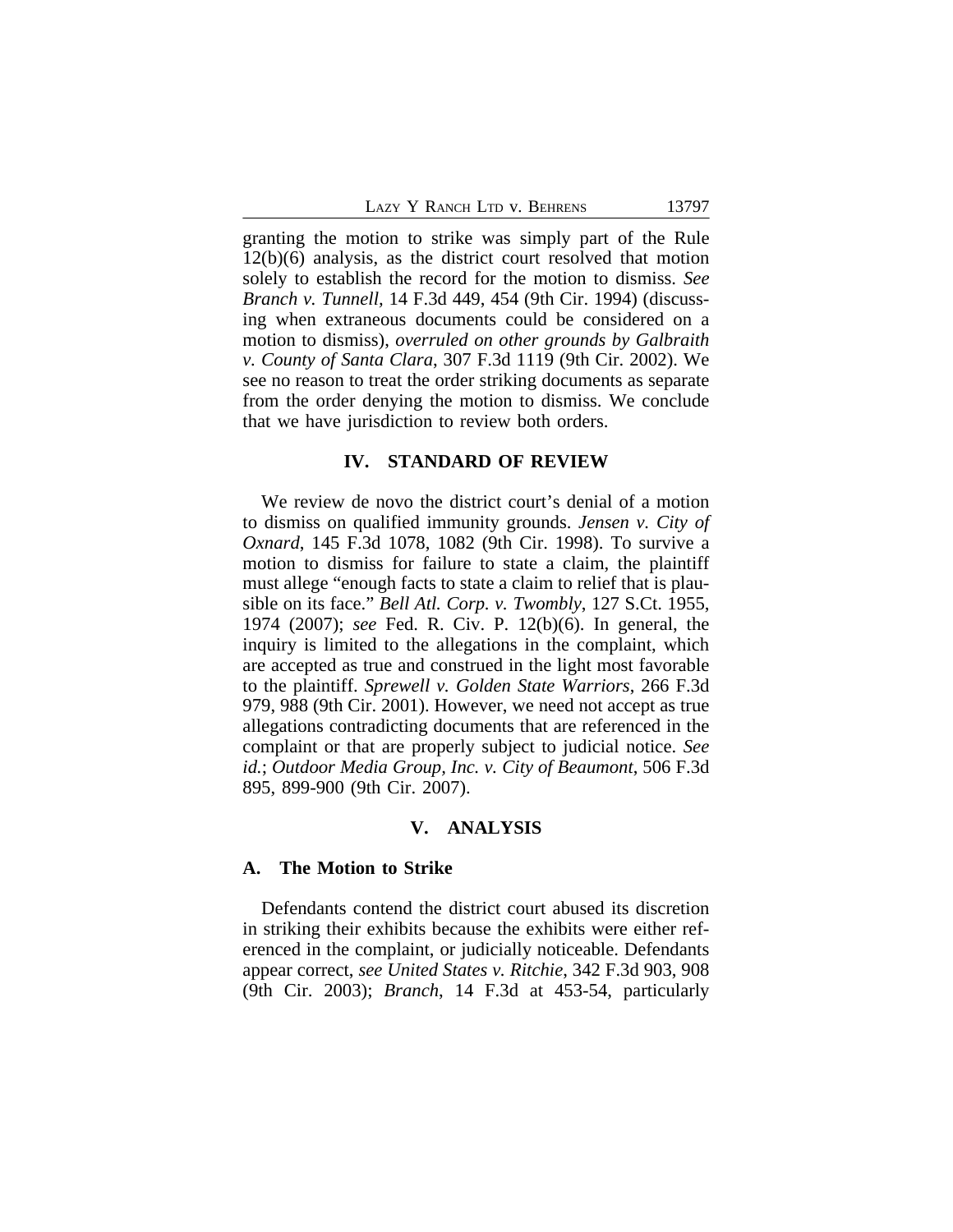granting the motion to strike was simply part of the Rule 12(b)(6) analysis, as the district court resolved that motion solely to establish the record for the motion to dismiss. *See Branch v. Tunnell*, 14 F.3d 449, 454 (9th Cir. 1994) (discussing when extraneous documents could be considered on a motion to dismiss), *overruled on other grounds by Galbraith v. County of Santa Clara*, 307 F.3d 1119 (9th Cir. 2002). We see no reason to treat the order striking documents as separate from the order denying the motion to dismiss. We conclude that we have jurisdiction to review both orders.

## IV. STANDARD OF REVIEW

We review de novo the district court's denial of a motion to dismiss on qualified immunity grounds. *Jensen v. City of Oxnard*, 145 F.3d 1078, 1082 (9th Cir. 1998). To survive a motion to dismiss for failure to state a claim, the plaintiff must allege "enough facts to state a claim to relief that is plausible on its face." *Bell Atl. Corp. v. Twombly*, 127 S.Ct. 1955, 1974 (2007); *see* Fed. R. Civ. P. 12(b)(6). In general, the inquiry is limited to the allegations in the complaint, which are accepted as true and construed in the light most favorable to the plaintiff. *Sprewell v. Golden State Warriors*, 266 F.3d 979, 988 (9th Cir. 2001). However, we need not accept as true allegations contradicting documents that are referenced in the complaint or that are properly subject to judicial notice. *See id.*; *Outdoor Media Group, Inc. v. City of Beaumont*, 506 F.3d 895, 899-900 (9th Cir. 2007).

## V. ANALYSIS

### A. The Motion to Strike

Defendants contend the district court abused its discretion in striking their exhibits because the exhibits were either referenced in the complaint, or judicially noticeable. Defendants appear correct, *see United States v. Ritchie*, 342 F.3d 903, 908 (9th Cir. 2003); *Branch*, 14 F.3d at 453-54, particularly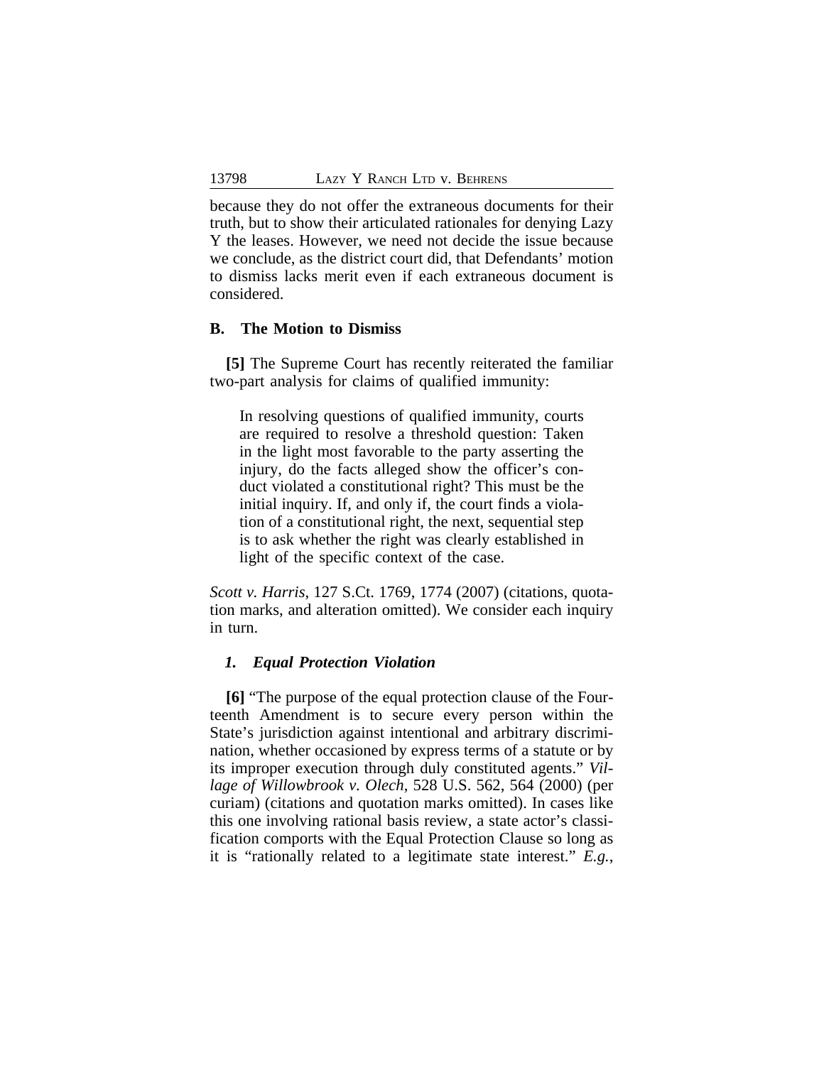because they do not offer the extraneous documents for their truth, but to show their articulated rationales for denying Lazy Y the leases. However, we need not decide the issue because we conclude, as the district court did, that Defendants' motion to dismiss lacks merit even if each extraneous document is considered.

### B. The Motion to Dismiss

**[5]** The Supreme Court has recently reiterated the familiar two-part analysis for claims of qualified immunity:

> In resolving questions of qualified immunity, courts are required to resolve a threshold question: Taken in the light most favorable to the party asserting the injury, do the facts alleged show the officer's conduct violated a constitutional right? This must be the initial inquiry. If, and only if, the court finds a violation of a constitutional right, the next, sequential step is to ask whether the right was clearly established in light of the specific context of the case.

*Scott v. Harris*, 127 S.Ct. 1769, 1774 (2007) (citations, quotation marks, and alteration omitted). We consider each inquiry in turn.

#### *1. Equal Protection Violation*

**[6]** "The purpose of the equal protection clause of the Fourteenth Amendment is to secure every person within the State's jurisdiction against intentional and arbitrary discrimination, whether occasioned by express terms of a statute or by its improper execution through duly constituted agents." *Village of Willowbrook v. Olech*, 528 U.S. 562, 564 (2000) (per curiam) (citations and quotation marks omitted). In cases like this one involving rational basis review, a state actor's classification comports with the Equal Protection Clause so long as it is "rationally related to a legitimate state interest." *E.g.*,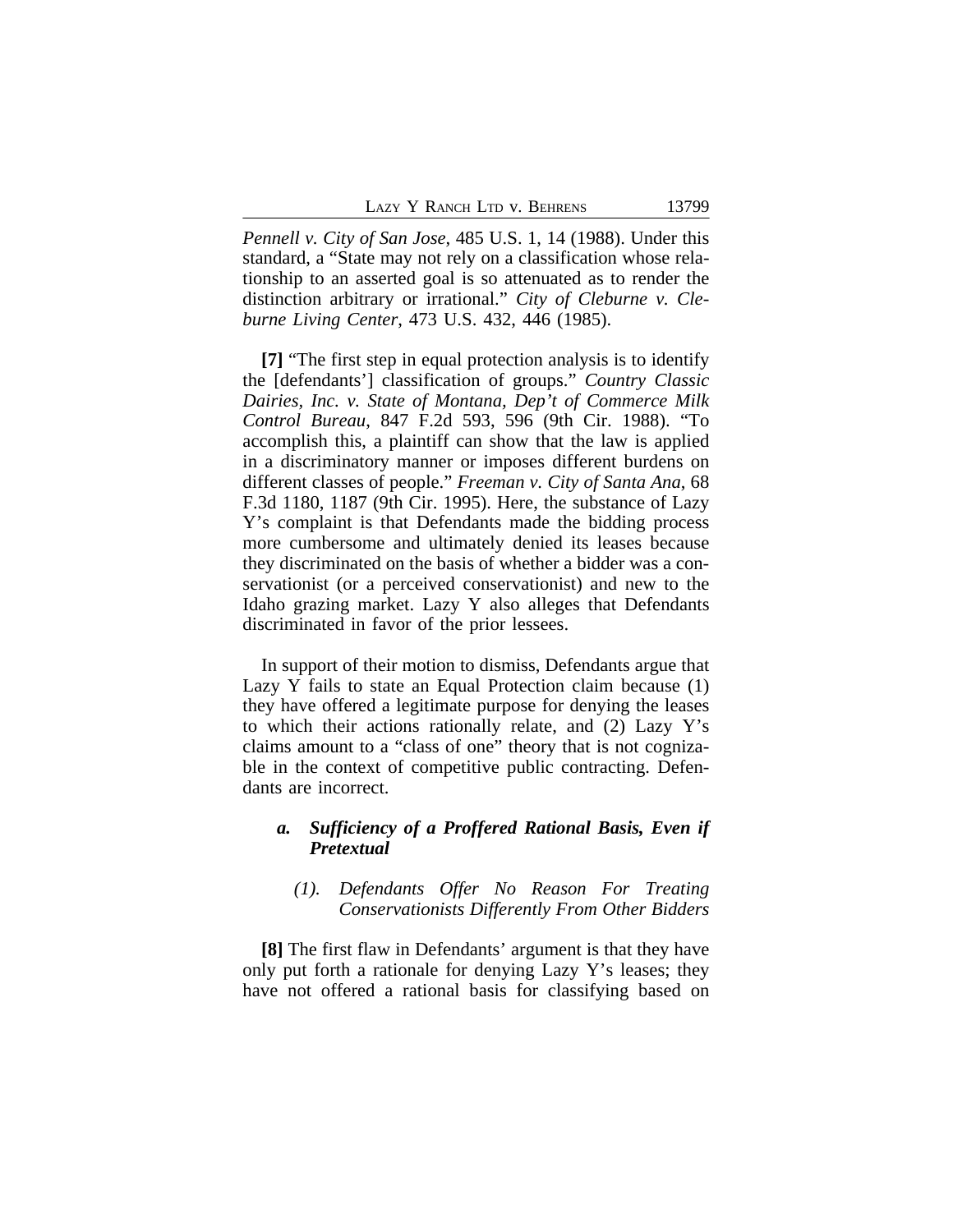*Pennell v. City of San Jose*, 485 U.S. 1, 14 (1988). Under this standard, a "State may not rely on a classification whose relationship to an asserted goal is so attenuated as to render the distinction arbitrary or irrational." *City of Cleburne v. Cleburne Living Center*, 473 U.S. 432, 446 (1985).

**[7]** "The first step in equal protection analysis is to identify the [defendants'] classification of groups." *Country Classic Dairies, Inc. v. State of Montana, Dep't of Commerce Milk Control Bureau*, 847 F.2d 593, 596 (9th Cir. 1988). "To accomplish this, a plaintiff can show that the law is applied in a discriminatory manner or imposes different burdens on different classes of people." *Freeman v. City of Santa Ana*, 68 F.3d 1180, 1187 (9th Cir. 1995). Here, the substance of Lazy Y's complaint is that Defendants made the bidding process more cumbersome and ultimately denied its leases because they discriminated on the basis of whether a bidder was a conservationist (or a perceived conservationist) and new to the Idaho grazing market. Lazy Y also alleges that Defendants discriminated in favor of the prior lessees.

In support of their motion to dismiss, Defendants argue that Lazy Y fails to state an Equal Protection claim because (1) they have offered a legitimate purpose for denying the leases to which their actions rationally relate, and (2) Lazy Y's claims amount to a "class of one" theory that is not cognizable in the context of competitive public contracting. Defendants are incorrect.

### *a. Sufficiency of a Proffered Rational Basis, Even if Pretextual*

#### *(1). Defendants Offer No Reason For Treating Conservationists Differently From Other Bidders*

**[8]** The first flaw in Defendants' argument is that they have only put forth a rationale for denying Lazy Y's leases; they have not offered a rational basis for classifying based on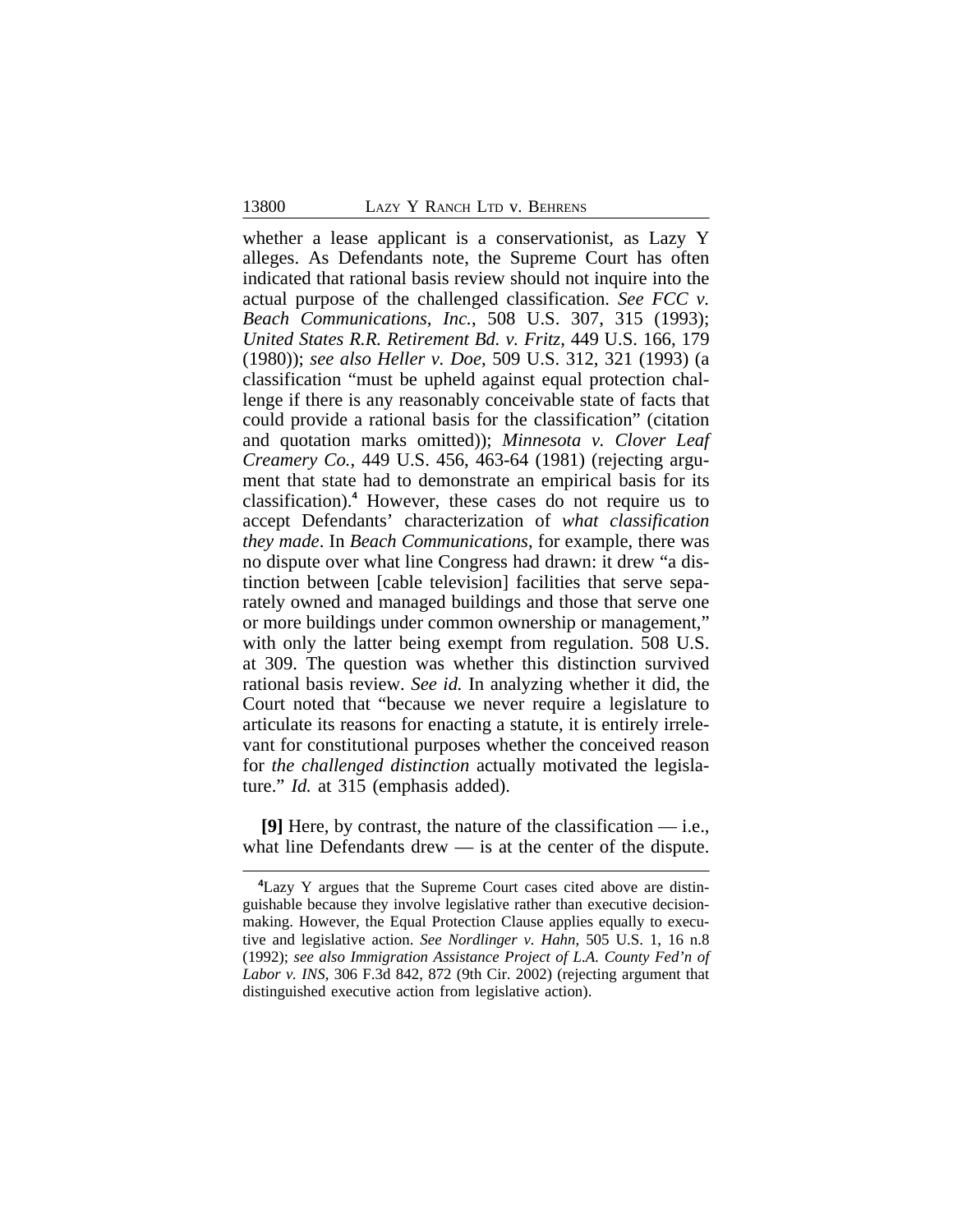whether a lease applicant is a conservationist, as Lazy Y alleges. As Defendants note, the Supreme Court has often indicated that rational basis review should not inquire into the actual purpose of the challenged classification. *See FCC v. Beach Communications, Inc.*, 508 U.S. 307, 315 (1993); *United States R.R. Retirement Bd. v. Fritz*, 449 U.S. 166, 179 (1980)); *see also Heller v. Doe*, 509 U.S. 312, 321 (1993) (a classification "must be upheld against equal protection challenge if there is any reasonably conceivable state of facts that could provide a rational basis for the classification" (citation and quotation marks omitted)); *Minnesota v. Clover Leaf Creamery Co.*, 449 U.S. 456, 463-64 (1981) (rejecting argument that state had to demonstrate an empirical basis for its classification).[4] However, these cases do not require us to accept Defendants' characterization of *what classification they made*. In *Beach Communications*, for example, there was no dispute over what line Congress had drawn: it drew "a distinction between [cable television] facilities that serve separately owned and managed buildings and those that serve one or more buildings under common ownership or management," with only the latter being exempt from regulation. 508 U.S. at 309. The question was whether this distinction survived rational basis review. *See id.* In analyzing whether it did, the Court noted that "because we never require a legislature to articulate its reasons for enacting a statute, it is entirely irrelevant for constitutional purposes whether the conceived reason for *the challenged distinction* actually motivated the legislature." *Id.* at 315 (emphasis added).

**[9]** Here, by contrast, the nature of the classification — i.e., what line Defendants drew — is at the center of the dispute.

[4]Lazy Y argues that the Supreme Court cases cited above are distinguishable because they involve legislative rather than executive decisionmaking. However, the Equal Protection Clause applies equally to executive and legislative action. *See Nordlinger v. Hahn*, 505 U.S. 1, 16 n.8 (1992); *see also Immigration Assistance Project of L.A. County Fed'n of Labor v. INS*, 306 F.3d 842, 872 (9th Cir. 2002) (rejecting argument that distinguished executive action from legislative action).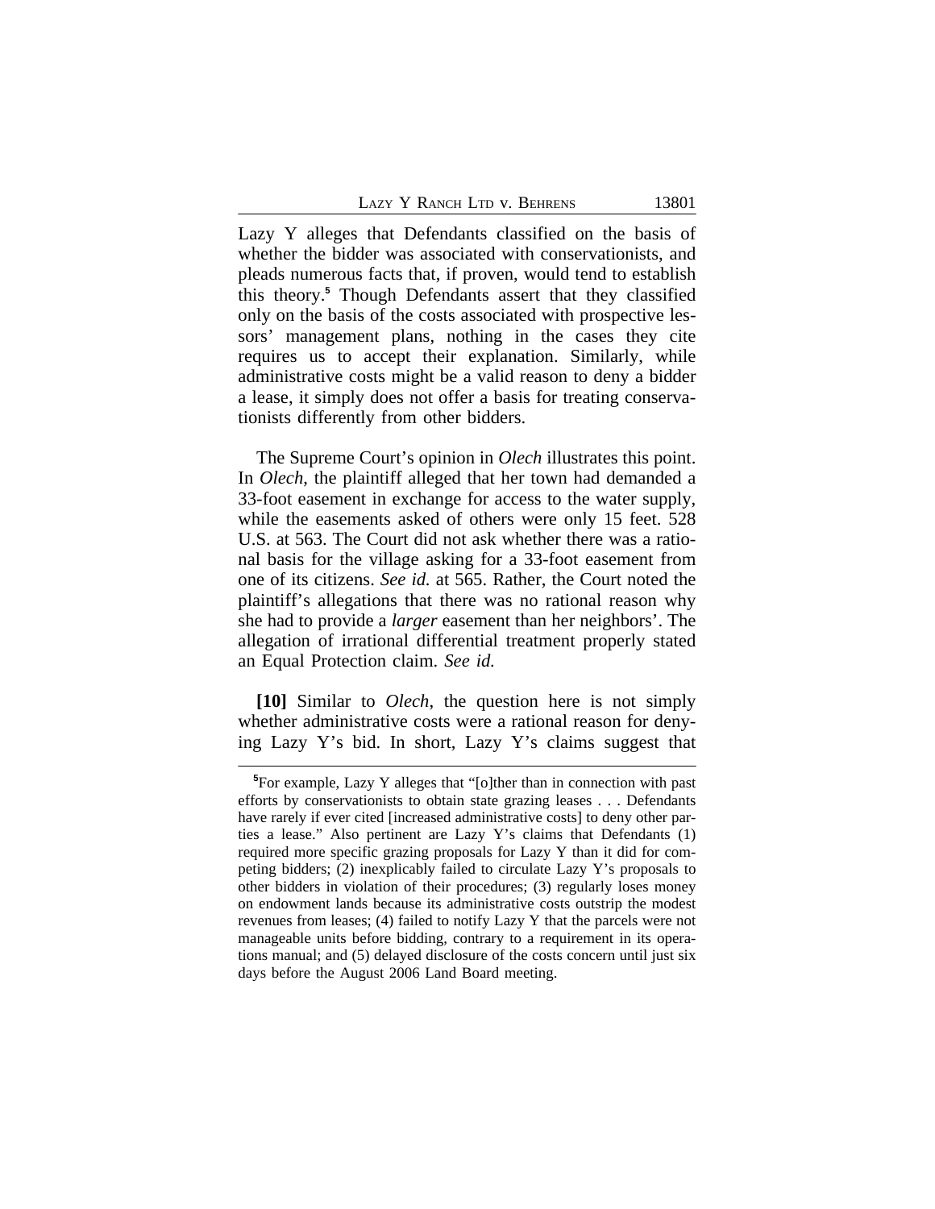Lazy Y alleges that Defendants classified on the basis of whether the bidder was associated with conservationists, and pleads numerous facts that, if proven, would tend to establish this theory.[5] Though Defendants assert that they classified only on the basis of the costs associated with prospective lessors' management plans, nothing in the cases they cite requires us to accept their explanation. Similarly, while administrative costs might be a valid reason to deny a bidder a lease, it simply does not offer a basis for treating conservationists differently from other bidders.

The Supreme Court's opinion in *Olech* illustrates this point. In *Olech*, the plaintiff alleged that her town had demanded a 33-foot easement in exchange for access to the water supply, while the easements asked of others were only 15 feet. 528 U.S. at 563. The Court did not ask whether there was a rational basis for the village asking for a 33-foot easement from one of its citizens. *See id.* at 565. Rather, the Court noted the plaintiff's allegations that there was no rational reason why she had to provide a *larger* easement than her neighbors'. The allegation of irrational differential treatment properly stated an Equal Protection claim. *See id.*

**[10]** Similar to *Olech*, the question here is not simply whether administrative costs were a rational reason for denying Lazy Y's bid. In short, Lazy Y's claims suggest that

[5]For example, Lazy Y alleges that "[o]ther than in connection with past efforts by conservationists to obtain state grazing leases . . . Defendants have rarely if ever cited [increased administrative costs] to deny other parties a lease." Also pertinent are Lazy Y's claims that Defendants (1) required more specific grazing proposals for Lazy Y than it did for competing bidders; (2) inexplicably failed to circulate Lazy Y's proposals to other bidders in violation of their procedures; (3) regularly loses money on endowment lands because its administrative costs outstrip the modest revenues from leases; (4) failed to notify Lazy Y that the parcels were not manageable units before bidding, contrary to a requirement in its operations manual; and (5) delayed disclosure of the costs concern until just six days before the August 2006 Land Board meeting.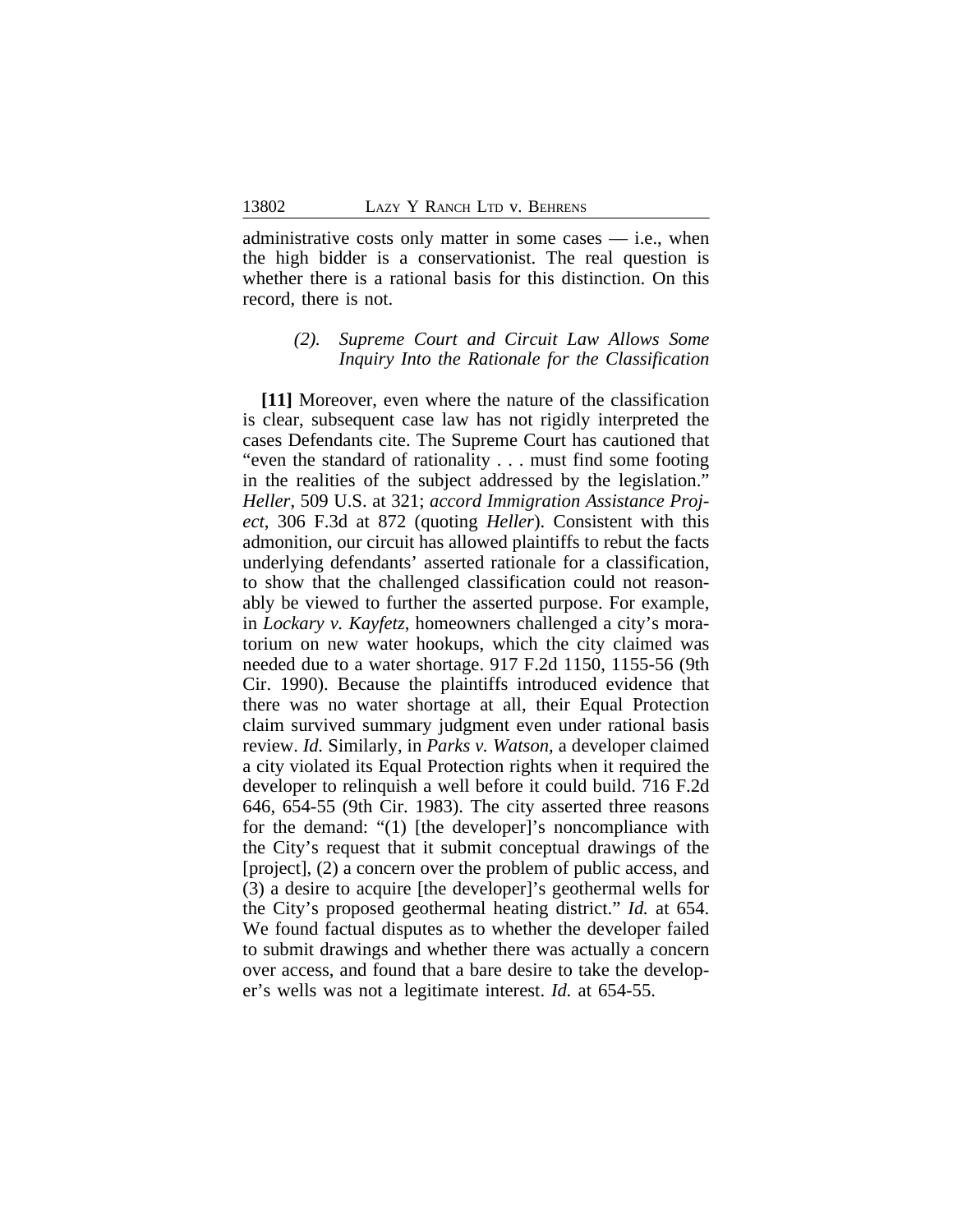administrative costs only matter in some cases — i.e., when the high bidder is a conservationist. The real question is whether there is a rational basis for this distinction. On this record, there is not.

### *(2). Supreme Court and Circuit Law Allows Some Inquiry Into the Rationale for the Classification*

**[11]** Moreover, even where the nature of the classification is clear, subsequent case law has not rigidly interpreted the cases Defendants cite. The Supreme Court has cautioned that "even the standard of rationality . . . must find some footing in the realities of the subject addressed by the legislation." *Heller*, 509 U.S. at 321; *accord Immigration Assistance Project*, 306 F.3d at 872 (quoting *Heller*). Consistent with this admonition, our circuit has allowed plaintiffs to rebut the facts underlying defendants' asserted rationale for a classification, to show that the challenged classification could not reasonably be viewed to further the asserted purpose. For example, in *Lockary v. Kayfetz*, homeowners challenged a city's moratorium on new water hookups, which the city claimed was needed due to a water shortage. 917 F.2d 1150, 1155-56 (9th Cir. 1990). Because the plaintiffs introduced evidence that there was no water shortage at all, their Equal Protection claim survived summary judgment even under rational basis review. *Id.* Similarly, in *Parks v. Watson*, a developer claimed a city violated its Equal Protection rights when it required the developer to relinquish a well before it could build. 716 F.2d 646, 654-55 (9th Cir. 1983). The city asserted three reasons for the demand: "(1) [the developer]'s noncompliance with the City's request that it submit conceptual drawings of the [project], (2) a concern over the problem of public access, and (3) a desire to acquire [the developer]'s geothermal wells for the City's proposed geothermal heating district." *Id.* at 654. We found factual disputes as to whether the developer failed to submit drawings and whether there was actually a concern over access, and found that a bare desire to take the developer's wells was not a legitimate interest. *Id.* at 654-55.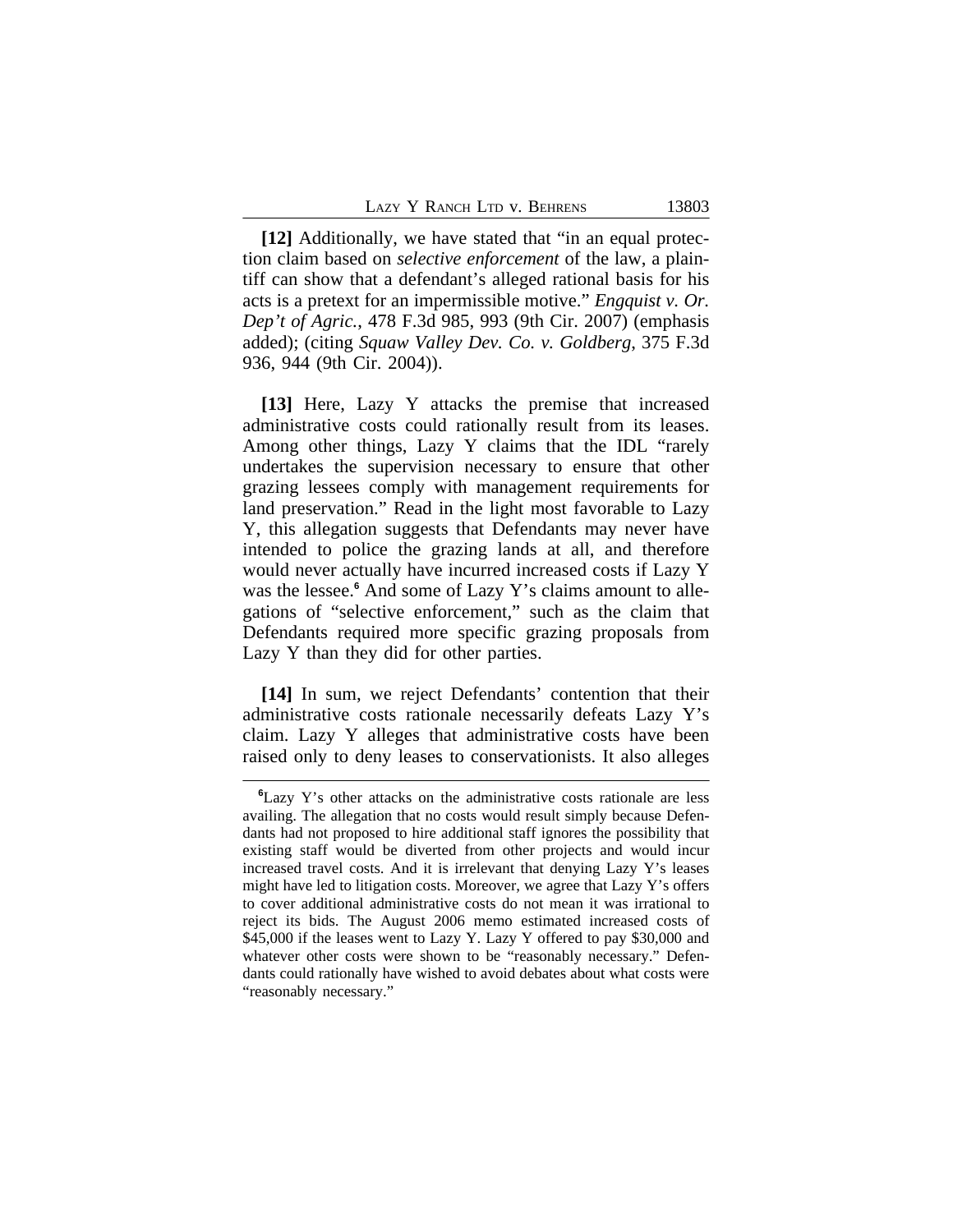**[12]** Additionally, we have stated that "in an equal protection claim based on *selective enforcement* of the law, a plaintiff can show that a defendant's alleged rational basis for his acts is a pretext for an impermissible motive." *Engquist v. Or. Dep't of Agric.*, 478 F.3d 985, 993 (9th Cir. 2007) (emphasis added); (citing *Squaw Valley Dev. Co. v. Goldberg*, 375 F.3d 936, 944 (9th Cir. 2004)).

**[13]** Here, Lazy Y attacks the premise that increased administrative costs could rationally result from its leases. Among other things, Lazy Y claims that the IDL "rarely undertakes the supervision necessary to ensure that other grazing lessees comply with management requirements for land preservation." Read in the light most favorable to Lazy Y, this allegation suggests that Defendants may never have intended to police the grazing lands at all, and therefore would never actually have incurred increased costs if Lazy Y was the lessee.[6] And some of Lazy Y's claims amount to allegations of "selective enforcement," such as the claim that Defendants required more specific grazing proposals from Lazy Y than they did for other parties.

**[14]** In sum, we reject Defendants' contention that their administrative costs rationale necessarily defeats Lazy Y's claim. Lazy Y alleges that administrative costs have been raised only to deny leases to conservationists. It also alleges

---

[6]Lazy Y's other attacks on the administrative costs rationale are less availing. The allegation that no costs would result simply because Defendants had not proposed to hire additional staff ignores the possibility that existing staff would be diverted from other projects and would incur increased travel costs. And it is irrelevant that denying Lazy Y's leases might have led to litigation costs. Moreover, we agree that Lazy Y's offers to cover additional administrative costs do not mean it was irrational to reject its bids. The August 2006 memo estimated increased costs of $45,000 if the leases went to Lazy Y. Lazy Y offered to pay $30,000 and whatever other costs were shown to be "reasonably necessary." Defendants could rationally have wished to avoid debates about what costs were "reasonably necessary."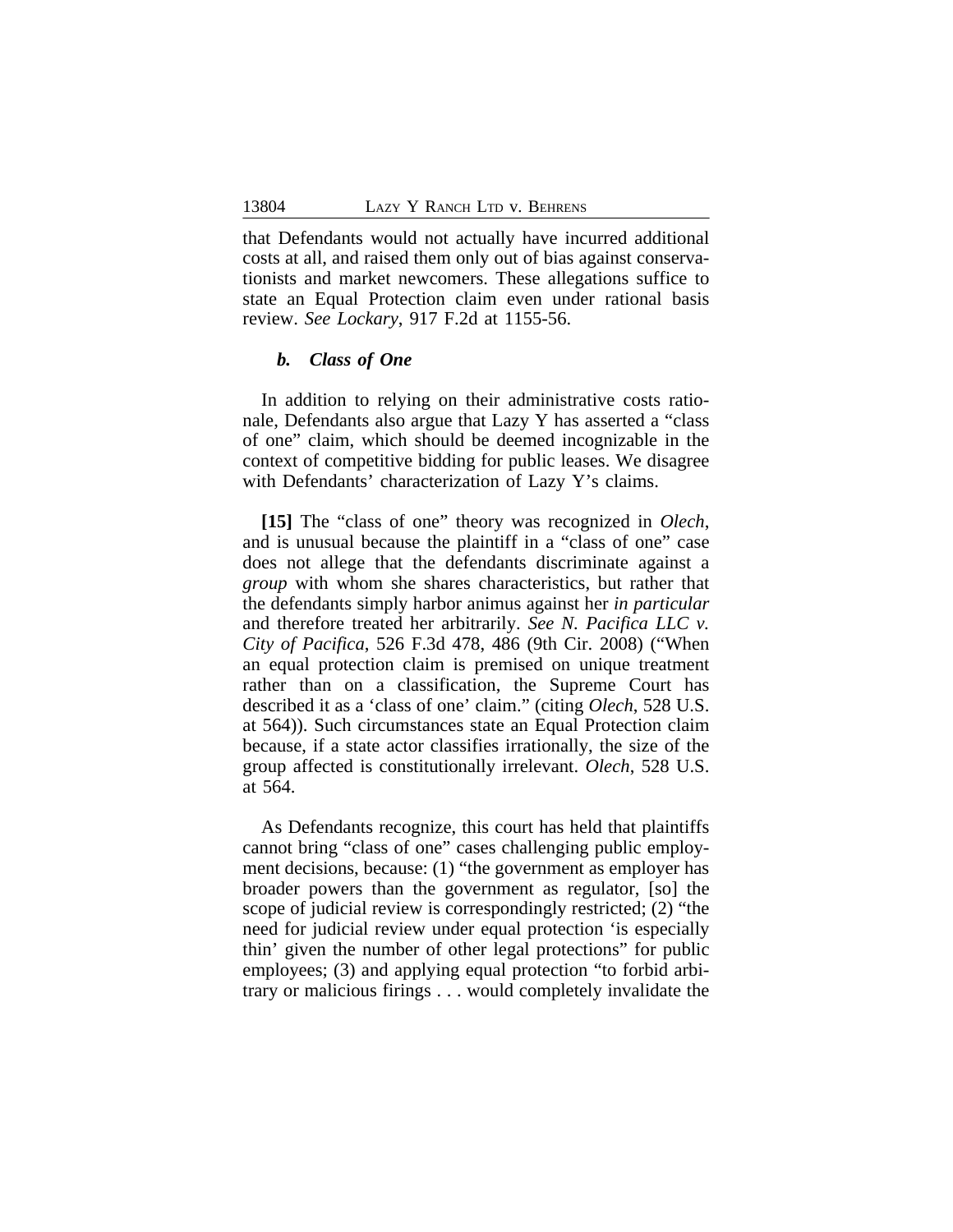that Defendants would not actually have incurred additional costs at all, and raised them only out of bias against conservationists and market newcomers. These allegations suffice to state an Equal Protection claim even under rational basis review. *See Lockary*, 917 F.2d at 1155-56.

### *b. Class of One*

In addition to relying on their administrative costs rationale, Defendants also argue that Lazy Y has asserted a "class of one" claim, which should be deemed incognizable in the context of competitive bidding for public leases. We disagree with Defendants' characterization of Lazy Y's claims.

**[15]** The "class of one" theory was recognized in *Olech*, and is unusual because the plaintiff in a "class of one" case does not allege that the defendants discriminate against a *group* with whom she shares characteristics, but rather that the defendants simply harbor animus against her *in particular* and therefore treated her arbitrarily. *See N. Pacifica LLC v. City of Pacifica*, 526 F.3d 478, 486 (9th Cir. 2008) ("When an equal protection claim is premised on unique treatment rather than on a classification, the Supreme Court has described it as a 'class of one' claim." (citing *Olech*, 528 U.S. at 564)). Such circumstances state an Equal Protection claim because, if a state actor classifies irrationally, the size of the group affected is constitutionally irrelevant. *Olech*, 528 U.S. at 564.

As Defendants recognize, this court has held that plaintiffs cannot bring "class of one" cases challenging public employment decisions, because: (1) "the government as employer has broader powers than the government as regulator, [so] the scope of judicial review is correspondingly restricted; (2) "the need for judicial review under equal protection 'is especially thin' given the number of other legal protections" for public employees; (3) and applying equal protection "to forbid arbitrary or malicious firings . . . would completely invalidate the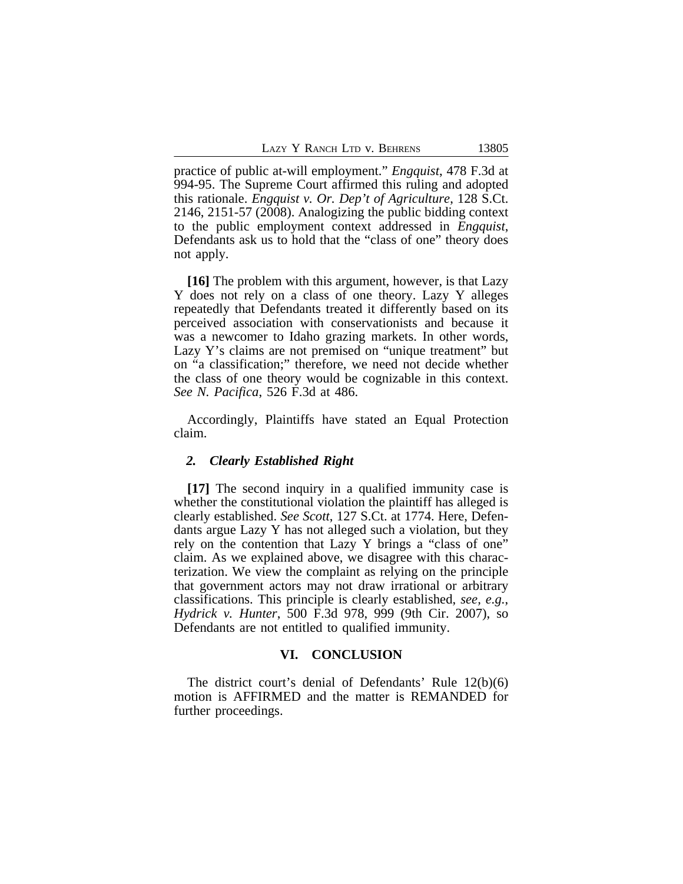practice of public at-will employment." *Engquist*, 478 F.3d at 994-95. The Supreme Court affirmed this ruling and adopted this rationale. *Engquist v. Or. Dep't of Agriculture*, 128 S.Ct. 2146, 2151-57 (2008). Analogizing the public bidding context to the public employment context addressed in *Engquist*, Defendants ask us to hold that the "class of one" theory does not apply.

**[16]** The problem with this argument, however, is that Lazy Y does not rely on a class of one theory. Lazy Y alleges repeatedly that Defendants treated it differently based on its perceived association with conservationists and because it was a newcomer to Idaho grazing markets. In other words, Lazy Y's claims are not premised on "unique treatment" but on "a classification;" therefore, we need not decide whether the class of one theory would be cognizable in this context. *See N. Pacifica*, 526 F.3d at 486.

Accordingly, Plaintiffs have stated an Equal Protection claim.

### *2. Clearly Established Right*

**[17]** The second inquiry in a qualified immunity case is whether the constitutional violation the plaintiff has alleged is clearly established. *See Scott*, 127 S.Ct. at 1774. Here, Defendants argue Lazy Y has not alleged such a violation, but they rely on the contention that Lazy Y brings a "class of one" claim. As we explained above, we disagree with this characterization. We view the complaint as relying on the principle that government actors may not draw irrational or arbitrary classifications. This principle is clearly established, *see, e.g.*, *Hydrick v. Hunter*, 500 F.3d 978, 999 (9th Cir. 2007), so Defendants are not entitled to qualified immunity.

## VI. CONCLUSION

The district court's denial of Defendants' Rule 12(b)(6) motion is AFFIRMED and the matter is REMANDED for further proceedings.